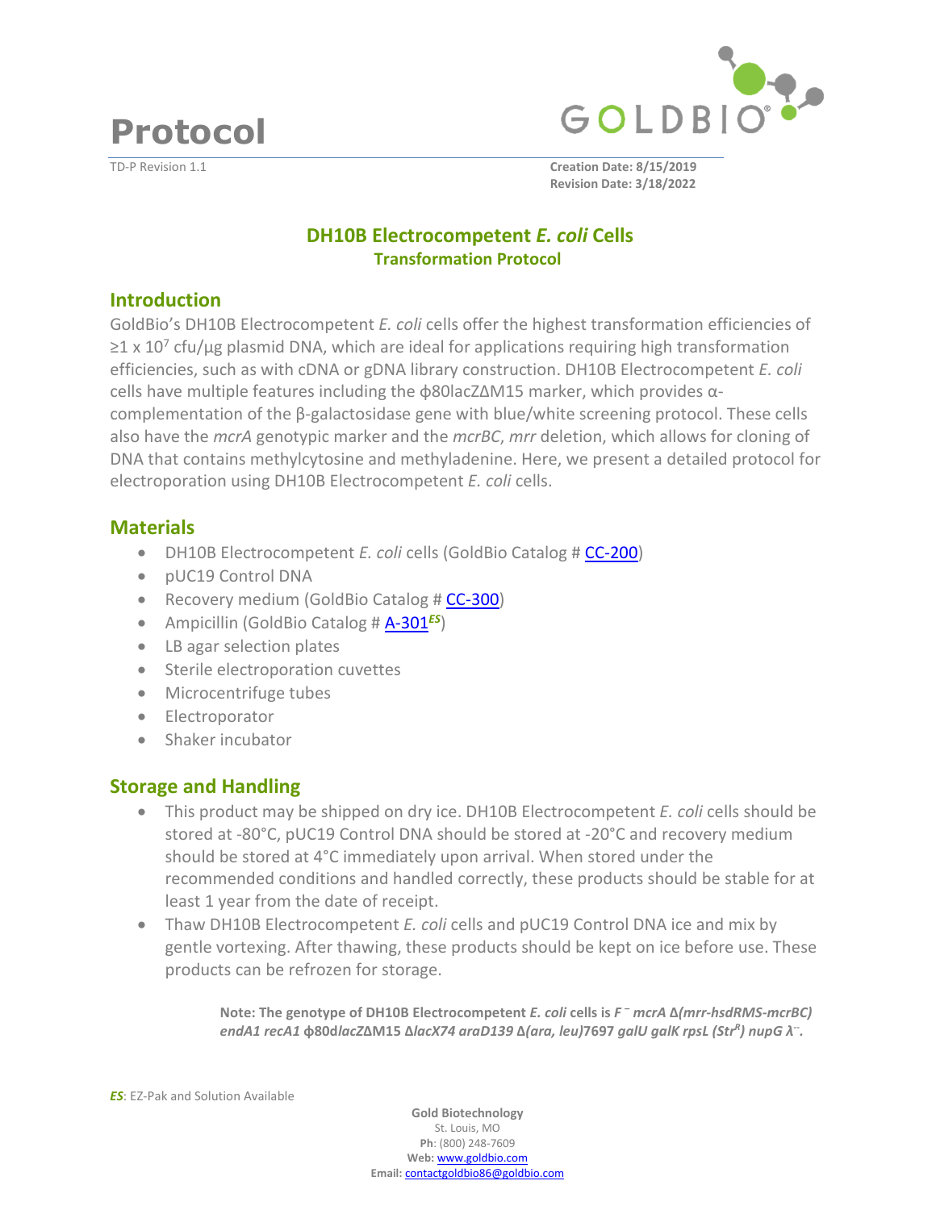# Protocol

TD-P Revision 1.1

**Creation Date: 8/15/2019**
**Revision Date: 3/18/2022**

## DH10B Electrocompetent *E. coli* Cells
### Transformation Protocol

## Introduction

GoldBio's DH10B Electrocompetent *E. coli* cells offer the highest transformation efficiencies of ≥1 x $10^7$ cfu/µg plasmid DNA, which are ideal for applications requiring high transformation efficiencies, such as with cDNA or gDNA library construction. DH10B Electrocompetent *E. coli* cells have multiple features including the ϕ80lacZΔM15 marker, which provides α-complementation of the β-galactosidase gene with blue/white screening protocol. These cells also have the *mcrA* genotypic marker and the *mcrBC*, *mrr* deletion, which allows for cloning of DNA that contains methylcytosine and methyladenine. Here, we present a detailed protocol for electroporation using DH10B Electrocompetent *E. coli* cells.

## Materials

- DH10B Electrocompetent *E. coli* cells (GoldBio Catalog # CC-200)
- pUC19 Control DNA
- Recovery medium (GoldBio Catalog # CC-300)
- Ampicillin (GoldBio Catalog # A-301***ES***)
- LB agar selection plates
- Sterile electroporation cuvettes
- Microcentrifuge tubes
- Electroporator
- Shaker incubator

## Storage and Handling

- This product may be shipped on dry ice. DH10B Electrocompetent *E. coli* cells should be stored at -80°C, pUC19 Control DNA should be stored at -20°C and recovery medium should be stored at 4°C immediately upon arrival. When stored under the recommended conditions and handled correctly, these products should be stable for at least 1 year from the date of receipt.
- Thaw DH10B Electrocompetent *E. coli* cells and pUC19 Control DNA ice and mix by gentle vortexing. After thawing, these products should be kept on ice before use. These products can be refrozen for storage.

> **Note: The genotype of DH10B Electrocompetent *E. coli* cells is *F⁻ mcrA Δ(mrr-hsdRMS-mcrBC) endA1 recA1* ϕ80d*lacZ*ΔM15 Δ*lacX74 araD139* Δ*(ara, leu)*7697 *galU galK rpsL (Str^R) nupG λ⁻*.**

***ES***: EZ-Pak and Solution Available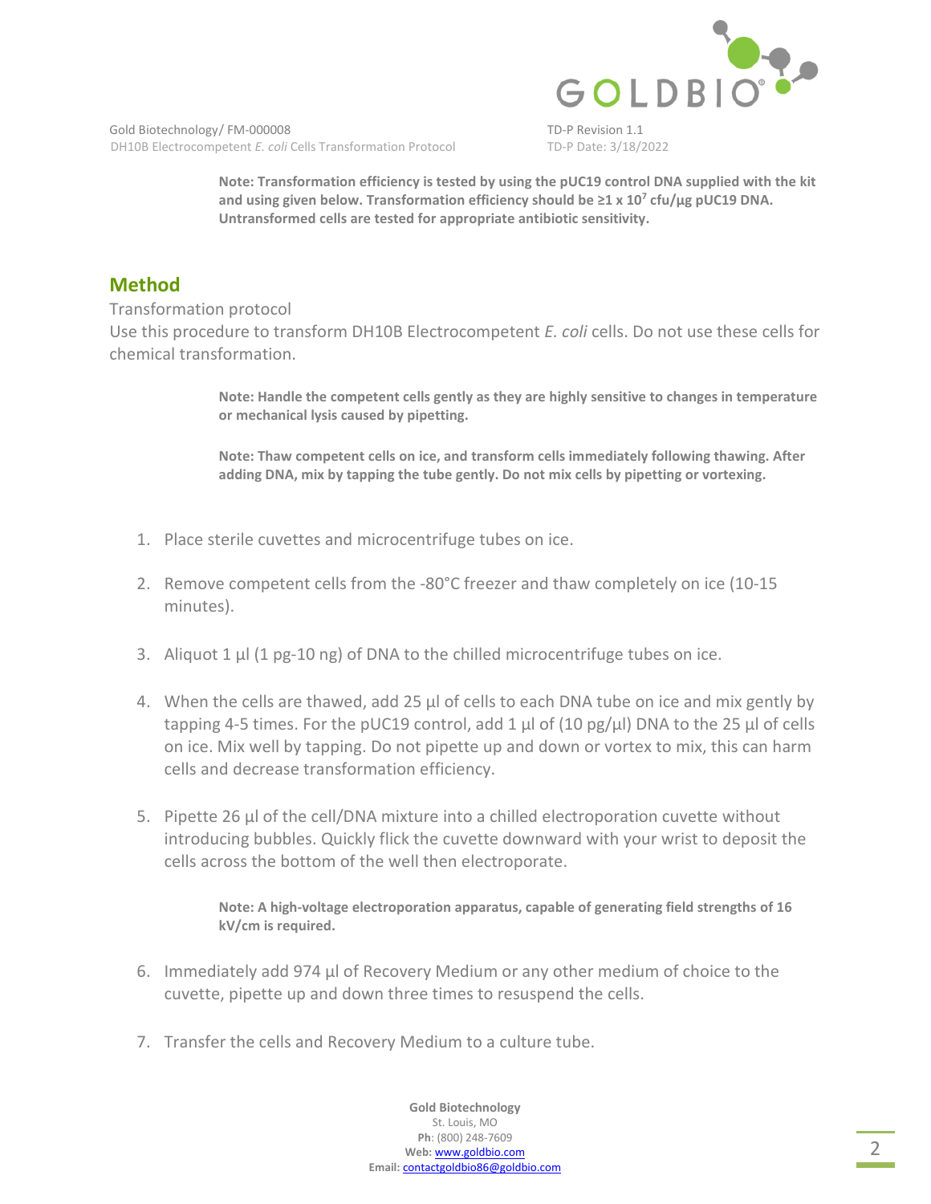**Note: Transformation efficiency is tested by using the pUC19 control DNA supplied with the kit and using given below. Transformation efficiency should be ≥1 x $10^7$ cfu/µg pUC19 DNA. Untransformed cells are tested for appropriate antibiotic sensitivity.**

## Method

Transformation protocol

Use this procedure to transform DH10B Electrocompetent *E. coli* cells. Do not use these cells for chemical transformation.

**Note: Handle the competent cells gently as they are highly sensitive to changes in temperature or mechanical lysis caused by pipetting.**

**Note: Thaw competent cells on ice, and transform cells immediately following thawing. After adding DNA, mix by tapping the tube gently. Do not mix cells by pipetting or vortexing.**

1. Place sterile cuvettes and microcentrifuge tubes on ice.
2. Remove competent cells from the -80°C freezer and thaw completely on ice (10-15 minutes).
3. Aliquot 1 µl (1 pg-10 ng) of DNA to the chilled microcentrifuge tubes on ice.
4. When the cells are thawed, add 25 µl of cells to each DNA tube on ice and mix gently by tapping 4-5 times. For the pUC19 control, add 1 µl of (10 pg/µl) DNA to the 25 µl of cells on ice. Mix well by tapping. Do not pipette up and down or vortex to mix, this can harm cells and decrease transformation efficiency.
5. Pipette 26 µl of the cell/DNA mixture into a chilled electroporation cuvette without introducing bubbles. Quickly flick the cuvette downward with your wrist to deposit the cells across the bottom of the well then electroporate.

   **Note: A high-voltage electroporation apparatus, capable of generating field strengths of 16 kV/cm is required.**

6. Immediately add 974 µl of Recovery Medium or any other medium of choice to the cuvette, pipette up and down three times to resuspend the cells.
7. Transfer the cells and Recovery Medium to a culture tube.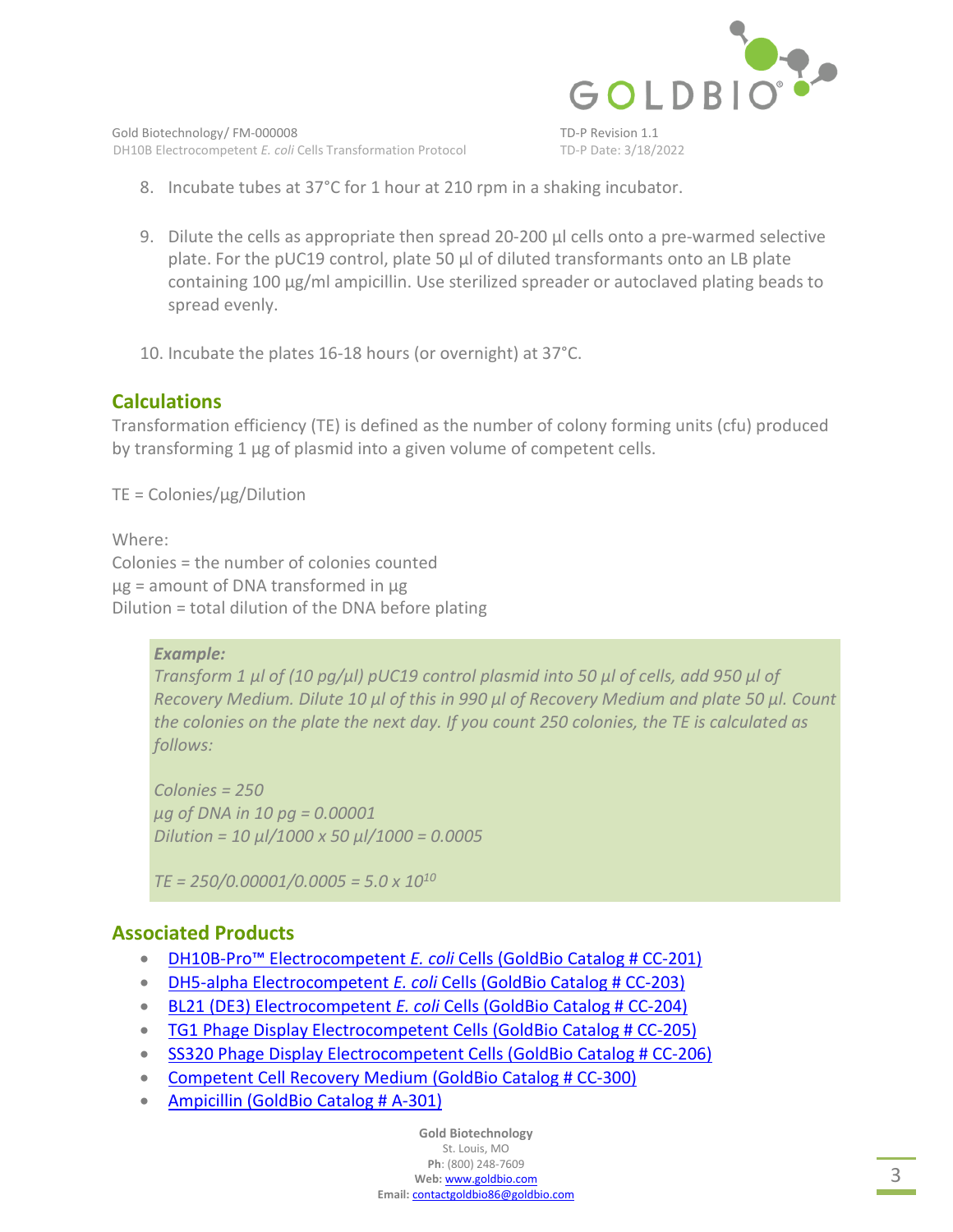8. Incubate tubes at 37°C for 1 hour at 210 rpm in a shaking incubator.

9. Dilute the cells as appropriate then spread 20-200 µl cells onto a pre-warmed selective plate. For the pUC19 control, plate 50 µl of diluted transformants onto an LB plate containing 100 µg/ml ampicillin. Use sterilized spreader or autoclaved plating beads to spread evenly.

10. Incubate the plates 16-18 hours (or overnight) at 37°C.

## Calculations

Transformation efficiency (TE) is defined as the number of colony forming units (cfu) produced by transforming 1 µg of plasmid into a given volume of competent cells.

TE = Colonies/µg/Dilution

Where:
Colonies = the number of colonies counted
µg = amount of DNA transformed in µg
Dilution = total dilution of the DNA before plating

***Example:***
*Transform 1 µl of (10 pg/µl) pUC19 control plasmid into 50 µl of cells, add 950 µl of Recovery Medium. Dilute 10 µl of this in 990 µl of Recovery Medium and plate 50 µl. Count the colonies on the plate the next day. If you count 250 colonies, the TE is calculated as follows:*

*Colonies = 250*
*µg of DNA in 10 pg = 0.00001*
*Dilution = 10 µl/1000 x 50 µl/1000 = 0.0005*

*TE = 250/0.00001/0.0005 =* $5.0 \times 10^{10}$

## Associated Products

- DH10B-Pro™ Electrocompetent *E. coli* Cells (GoldBio Catalog # CC-201)
- DH5-alpha Electrocompetent *E. coli* Cells (GoldBio Catalog # CC-203)
- BL21 (DE3) Electrocompetent *E. coli* Cells (GoldBio Catalog # CC-204)
- TG1 Phage Display Electrocompetent Cells (GoldBio Catalog # CC-205)
- SS320 Phage Display Electrocompetent Cells (GoldBio Catalog # CC-206)
- Competent Cell Recovery Medium (GoldBio Catalog # CC-300)
- Ampicillin (GoldBio Catalog # A-301)

**Gold Biotechnology**
St. Louis, MO
**Ph**: (800) 248-7609
**Web:** www.goldbio.com
**Email:** contactgoldbio86@goldbio.com